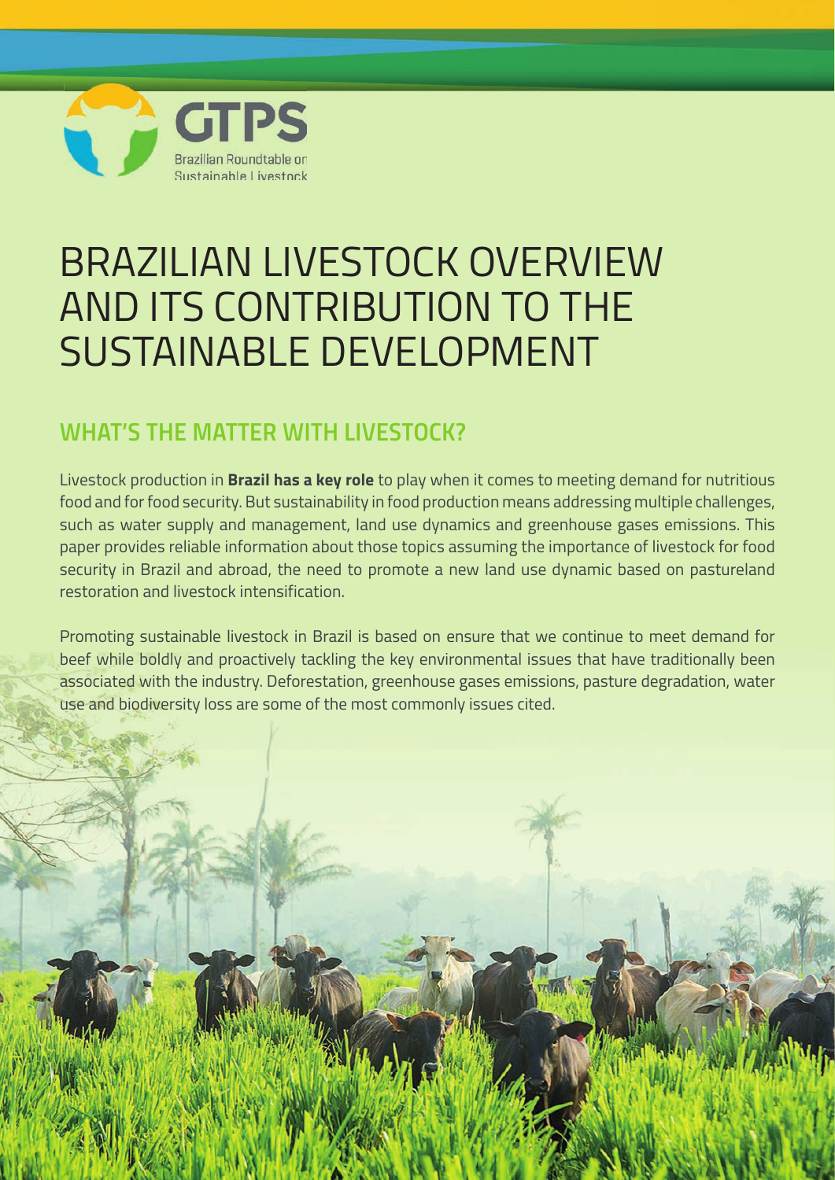GTPS

Brazilian Roundtable on Sustainable Livestock

# BRAZILIAN LIVESTOCK OVERVIEW AND ITS CONTRIBUTION TO THE SUSTAINABLE DEVELOPMENT

## WHAT'S THE MATTER WITH LIVESTOCK?

Livestock production in **Brazil has a key role** to play when it comes to meeting demand for nutritious food and for food security. But sustainability in food production means addressing multiple challenges, such as water supply and management, land use dynamics and greenhouse gases emissions. This paper provides reliable information about those topics assuming the importance of livestock for food security in Brazil and abroad, the need to promote a new land use dynamic based on pastureland restoration and livestock intensification.

Promoting sustainable livestock in Brazil is based on ensure that we continue to meet demand for beef while boldly and proactively tackling the key environmental issues that have traditionally been associated with the industry. Deforestation, greenhouse gases emissions, pasture degradation, water use and biodiversity loss are some of the most commonly issues cited.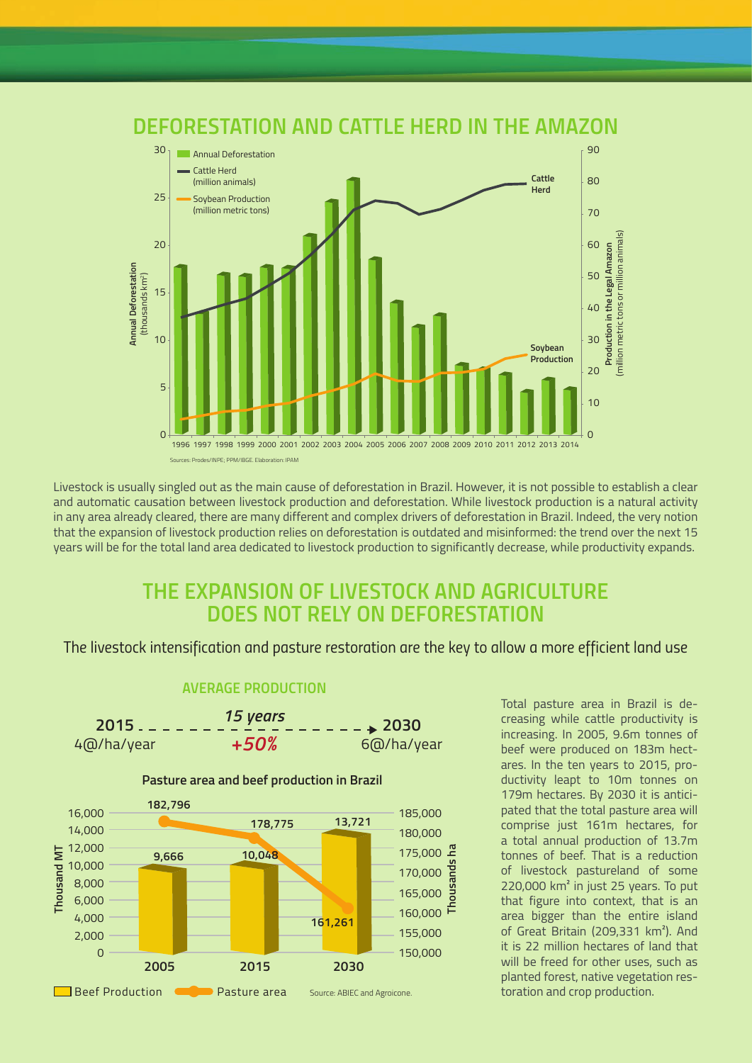## DEFORESTATION AND CATTLE HERD IN THE AMAZON

Annual Deforestation (thousands km²) — Cattle Herd (million animals) — Soybean Production (million metric tons)

Production in the Legal Amazon (million metric tons or million animals)

1996 1997 1998 1999 2000 2001 2002 2003 2004 2005 2006 2007 2008 2009 2010 2011 2012 2013 2014

Sources: Prodes/INPE; PPM/IBGE. Elaboration: IPAM

Livestock is usually singled out as the main cause of deforestation in Brazil. However, it is not possible to establish a clear and automatic causation between livestock production and deforestation. While livestock production is a natural activity in any area already cleared, there are many different and complex drivers of deforestation in Brazil. Indeed, the very notion that the expansion of livestock production relies on deforestation is outdated and misinformed: the trend over the next 15 years will be for the total land area dedicated to livestock production to significantly decrease, while productivity expands.

## THE EXPANSION OF LIVESTOCK AND AGRICULTURE DOES NOT RELY ON DEFORESTATION

The livestock intensification and pasture restoration are the key to allow a more efficient land use

### AVERAGE PRODUCTION

**2015** 4@/ha/year — *15 years* — *+50%* → **2030** 6@/ha/year

**Pasture and beef production in Brazil**

| | 2005 | 2015 | 2030 |
|---|---|---|---|
| Beef Production (Thousand MT) | 9,666 | 10,048 | 13,721 |
| Pasture area (Thousands ha) | 182,796 | 178,775 | 161,261 |

Source: ABIEC and Agroicone.

Total pasture area in Brazil is decreasing while cattle productivity is increasing. In 2005, 9.6m tonnes of beef were produced on 183m hectares. In the ten years to 2015, productivity leapt to 10m tonnes on 179m hectares. By 2030 it is anticipated that the total pasture area will comprise just 161m hectares, for a total annual production of 13.7m tonnes of beef. That is a reduction of livestock pastureland of some 220,000 km² in just 25 years. To put that figure into context, that is an area bigger than the entire island of Great Britain (209,331 km²). And it is 22 million hectares of land that will be freed for other uses, such as planted forest, native vegetation restoration and crop production.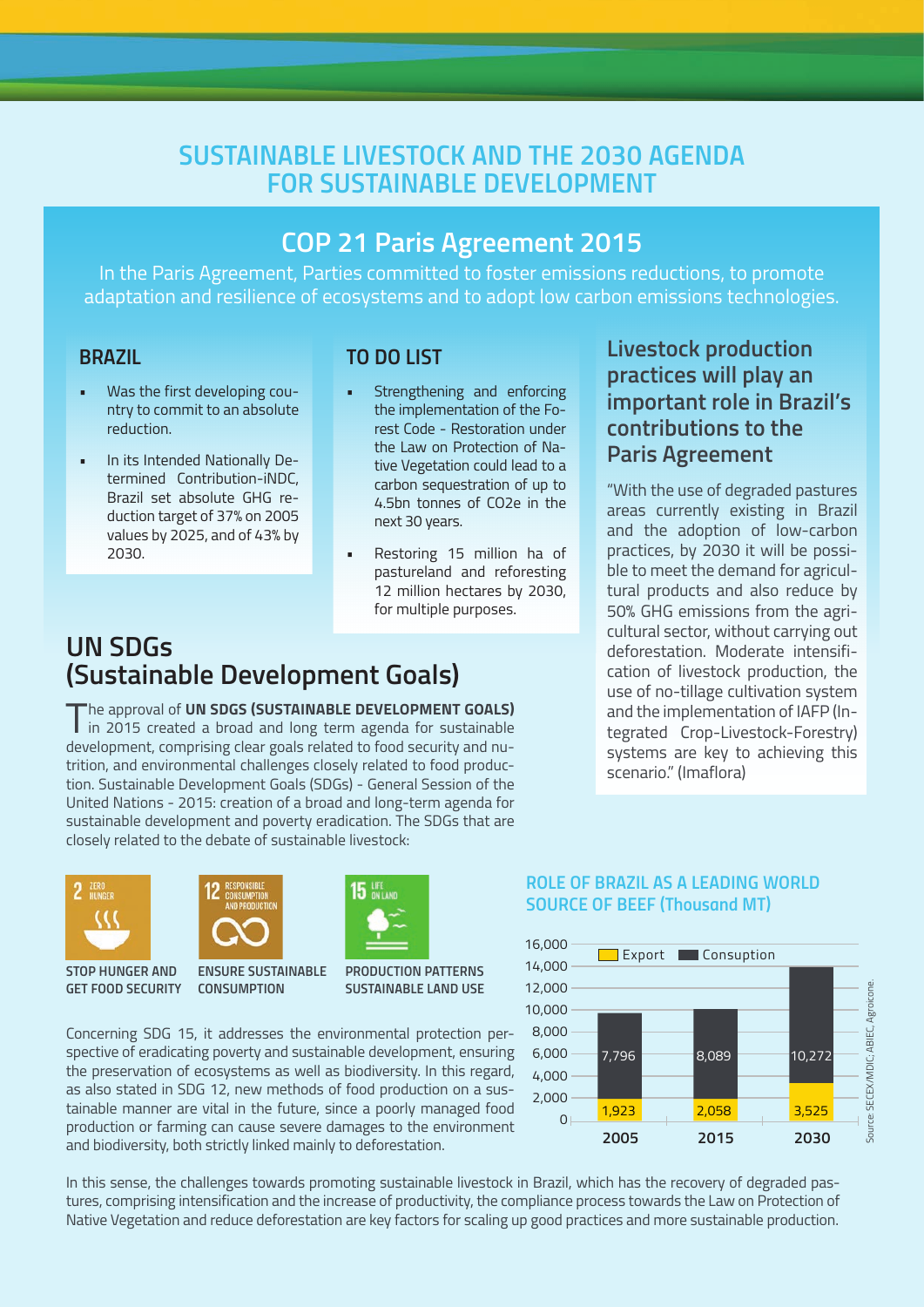# SUSTAINABLE LIVESTOCK AND THE 2030 AGENDA FOR SUSTAINABLE DEVELOPMENT

## COP 21 Paris Agreement 2015

In the Paris Agreement, Parties committed to foster emissions reductions, to promote adaptation and resilience of ecosystems and to adopt low carbon emissions technologies.

### BRAZIL

- Was the first developing country to commit to an absolute reduction.
- In its Intended Nationally Determined Contribution-iNDC, Brazil set absolute GHG reduction target of 37% on 2005 values by 2025, and of 43% by 2030.

### TO DO LIST

- Strengthening and enforcing the implementation of the Forest Code - Restoration under the Law on Protection of Native Vegetation could lead to a carbon sequestration of up to 4.5bn tonnes of $CO_2e$ in the next 30 years.
- Restoring 15 million ha of pastureland and reforesting 12 million hectares by 2030, for multiple purposes.

### Livestock production practices will play an important role in Brazil's contributions to the Paris Agreement

"With the use of degraded pastures areas currently existing in Brazil and the adoption of low-carbon practices, by 2030 it will be possible to meet the demand for agricultural products and also reduce by 50% GHG emissions from the agricultural sector, without carrying out deforestation. Moderate intensification of livestock production, the use of no-tillage cultivation system and the implementation of IAFP (Integrated Crop-Livestock-Forestry) systems are key to achieving this scenario." (Imaflora)

## UN SDGs (Sustainable Development Goals)

The approval of **UN SDGS (SUSTAINABLE DEVELOPMENT GOALS)** in 2015 created a broad and long term agenda for sustainable development, comprising clear goals related to food security and nutrition, and environmental challenges closely related to food production. Sustainable Development Goals (SDGs) - General Session of the United Nations - 2015: creation of a broad and long-term agenda for sustainable development and poverty eradication. The SDGs that are closely related to the debate of sustainable livestock:

- 2 ZERO HUNGER — **STOP HUNGER AND GET FOOD SECURITY**
- 12 RESPONSIBLE CONSUMPTION AND PRODUCTION — **ENSURE SUSTAINABLE CONSUMPTION**
- 15 LIFE ON LAND — **PRODUCTION PATTERNS SUSTAINABLE LAND USE**

Concerning SDG 15, it addresses the environmental protection perspective of eradicating poverty and sustainable development, ensuring the preservation of ecosystems as well as biodiversity. In this regard, as also stated in SDG 12, new methods of food production on a sustainable manner are vital in the future, since a poorly managed food production or farming can cause severe damages to the environment and biodiversity, both strictly linked mainly to deforestation.

### ROLE OF BRAZIL AS A LEADING WORLD SOURCE OF BEEF (Thousand MT)

| Year | Export | Consuption |
|---|---|---|
| 2005 | 1,923 | 7,796 |
| 2015 | 2,058 | 8,089 |
| 2030 | 3,525 | 10,272 |

Source: SECEX/MDIC; ABIEC; Agroicone.

In this sense, the challenges towards promoting sustainable livestock in Brazil, which has the recovery of degraded pastures, comprising intensification and the increase of productivity, the compliance process towards the Law on Protection of Native Vegetation and reduce deforestation are key factors for scaling up good practices and more sustainable production.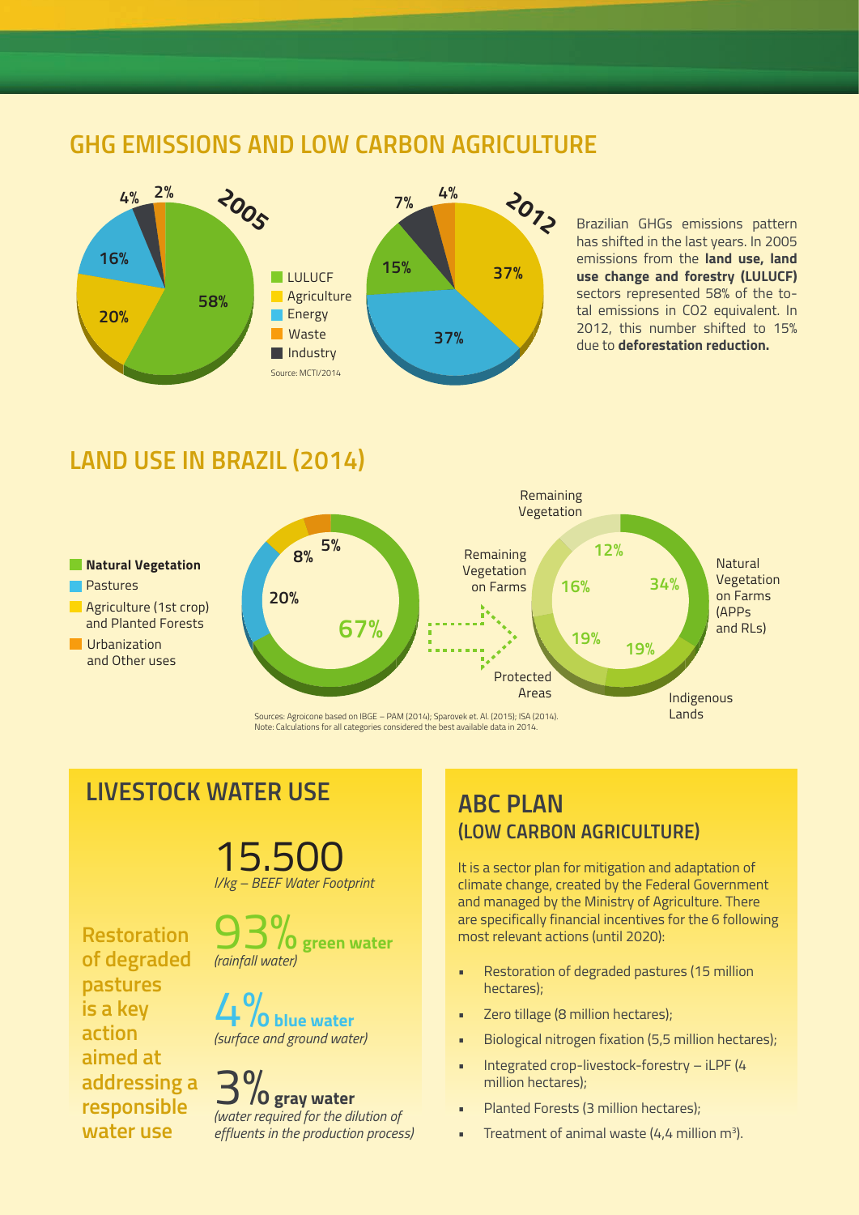## GHG EMISSIONS AND LOW CARBON AGRICULTURE

**2005**

| Sector | % |
|---|---|
| LULUCF | 58% |
| Agriculture | 20% |
| Energy | 16% |
| Waste | 2% |
| Industry | 4% |

**2012**

| Sector | % |
|---|---|
| LULUCF | 15% |
| Agriculture | 37% |
| Energy | 37% |
| Waste | 4% |
| Industry | 7% |

Source: MCTI/2014

Brazilian GHGs emissions pattern has shifted in the last years. In 2005 emissions from the **land use, land use change and forestry (LULUCF)** sectors represented 58% of the total emissions in CO2 equivalent. In 2012, this number shifted to 15% due to **deforestation reduction.**

## LAND USE IN BRAZIL (2014)

| Category | % |
|---|---|
| **Natural Vegetation** | 67% |
| Pastures | 20% |
| Agriculture (1st crop) and Planted Forests | 8% |
| Urbanization and Other uses | 5% |

Natural Vegetation breakdown:

| Category | % |
|---|---|
| Natural Vegetation on Farms (APPs and RLs) | 34% |
| Indigenous Lands | 19% |
| Protected Areas | 19% |
| Remaining Vegetation on Farms | 16% |
| Remaining Vegetation | 12% |

Sources: Agroicone based on IBGE – PAM (2014); Sparovek et. Al. (2015); ISA (2014).
Note: Calculations for all categories considered the best available data in 2014.

## LIVESTOCK WATER USE

**15.500**
*l/kg – BEEF Water Footprint*

**93% green water**
*(rainfall water)*

**4% blue water**
*(surface and ground water)*

**3% gray water**
*(water required for the dilution of effluents in the production process)*

**Restoration of degraded pastures is a key action aimed at addressing a responsible water use**

## ABC PLAN (LOW CARBON AGRICULTURE)

It is a sector plan for mitigation and adaptation of climate change, created by the Federal Government and managed by the Ministry of Agriculture. There are specifically financial incentives for the 6 following most relevant actions (until 2020):

- Restoration of degraded pastures (15 million hectares);
- Zero tillage (8 million hectares);
- Biological nitrogen fixation (5,5 million hectares);
- Integrated crop-livestock-forestry – iLPF (4 million hectares);
- Planted Forests (3 million hectares);
- Treatment of animal waste (4,4 million $m^3$).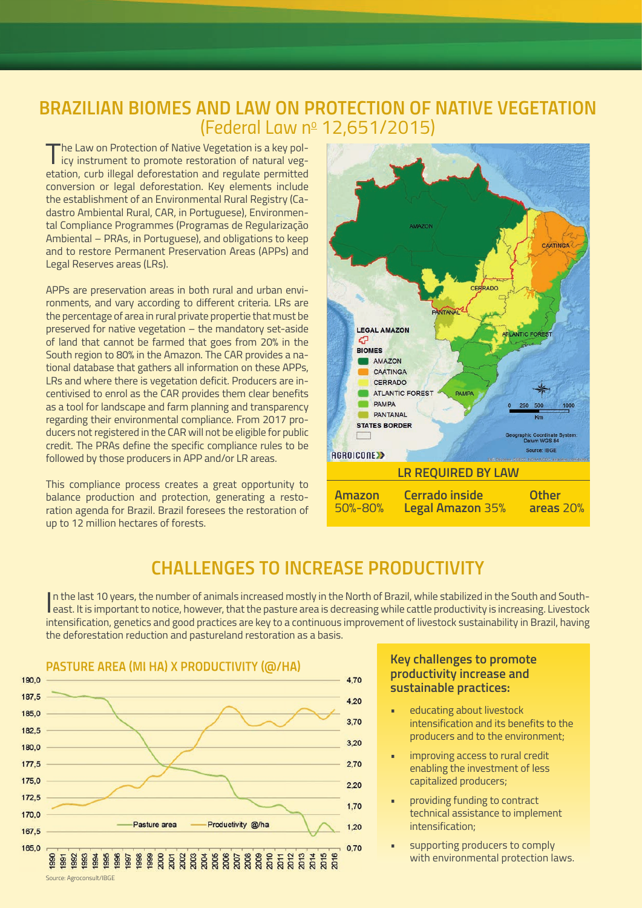# BRAZILIAN BIOMES AND LAW ON PROTECTION OF NATIVE VEGETATION (Federal Law nº 12,651/2015)

The Law on Protection of Native Vegetation is a key policy instrument to promote restoration of natural vegetation, curb illegal deforestation and regulate permitted conversion or legal deforestation. Key elements include the establishment of an Environmental Rural Registry (Cadastro Ambiental Rural, CAR, in Portuguese), Environmental Compliance Programmes (Programas de Regularização Ambiental – PRAs, in Portuguese), and obligations to keep and to restore Permanent Preservation Areas (APPs) and Legal Reserves areas (LRs).

APPs are preservation areas in both rural and urban environments, and vary according to different criteria. LRs are the percentage of area in rural private propertie that must be preserved for native vegetation – the mandatory set-aside of land that cannot be farmed that goes from 20% in the South region to 80% in the Amazon. The CAR provides a national database that gathers all information on these APPs, LRs and where there is vegetation deficit. Producers are incentivised to enrol as the CAR provides them clear benefits as a tool for landscape and farm planning and transparency regarding their environmental compliance. From 2017 producers not registered in the CAR will not be eligible for public credit. The PRAs define the specific compliance rules to be followed by those producers in APP and/or LR areas.

This compliance process creates a great opportunity to balance production and protection, generating a restoration agenda for Brazil. Brazil foresees the restoration of up to 12 million hectares of forests.

LEGAL AMAZON

BIOMES: AMAZON, CAATINGA, CERRADO, ATLANTIC FOREST, PAMPA, PANTANAL

STATES BORDER

Geographic Coordinate System: Datum WGS 84. Source: IBGE

AGROICONE

**LR REQUIRED BY LAW**

| Amazon | Cerrado inside Legal Amazon | Other areas |
|---|---|---|
| 50%-80% | 35% | 20% |

# CHALLENGES TO INCREASE PRODUCTIVITY

In the last 10 years, the number of animals increased mostly in the North of Brazil, while stabilized in the South and Southeast. It is important to notice, however, that the pasture area is decreasing while cattle productivity is increasing. Livestock intensification, genetics and good practices are key to a continuous improvement of livestock sustainability in Brazil, having the deforestation reduction and pastureland restoration as a basis.

## PASTURE AREA (MI HA) X PRODUCTIVITY (@/HA)

Legend: Pasture area; Productivity @/ha

Source: Agroconsult/IBGE

### Key challenges to promote productivity increase and sustainable practices:

- educating about livestock intensification and its benefits to the producers and to the environment;
- improving access to rural credit enabling the investment of less capitalized producers;
- providing funding to contract technical assistance to implement intensification;
- supporting producers to comply with environmental protection laws.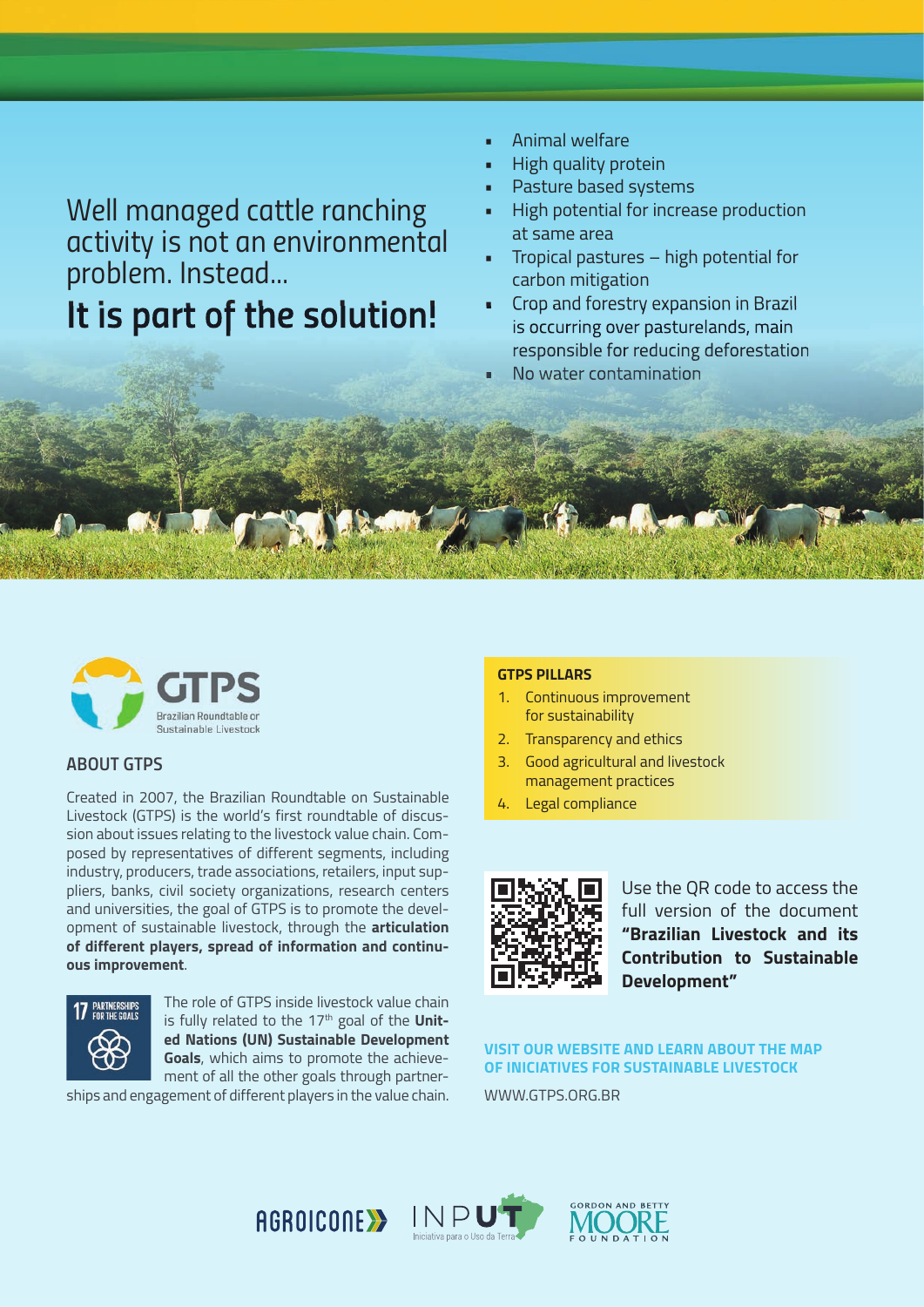Well managed cattle ranching activity is not an environmental problem. Instead...

## It is part of the solution!

- Animal welfare
- High quality protein
- Pasture based systems
- High potential for increase production at same area
- Tropical pastures – high potential for carbon mitigation
- Crop and forestry expansion in Brazil is occurring over pasturelands, main responsible for reducing deforestation
- No water contamination

GTPS
Brazilian Roundtable on Sustainable Livestock

### ABOUT GTPS

Created in 2007, the Brazilian Roundtable on Sustainable Livestock (GTPS) is the world's first roundtable of discussion about issues relating to the livestock value chain. Composed by representatives of different segments, including industry, producers, trade associations, retailers, input suppliers, banks, civil society organizations, research centers and universities, the goal of GTPS is to promote the development of sustainable livestock, through the **articulation of different players, spread of information and continuous improvement**.

17 PARTNERSHIPS FOR THE GOALS

The role of GTPS inside livestock value chain is fully related to the 17th goal of the **United Nations (UN) Sustainable Development Goals**, which aims to promote the achievement of all the other goals through partnerships and engagement of different players in the value chain.

### GTPS PILLARS

1. Continuous improvement for sustainability
2. Transparency and ethics
3. Good agricultural and livestock management practices
4. Legal compliance

Use the QR code to access the full version of the document **"Brazilian Livestock and its Contribution to Sustainable Development"**

**VISIT OUR WEBSITE AND LEARN ABOUT THE MAP OF INICIATIVES FOR SUSTAINABLE LIVESTOCK**

WWW.GTPS.ORG.BR

AGROICONE INPUT Iniciativa para o Uso da Terra GORDON AND BETTY MOORE FOUNDATION